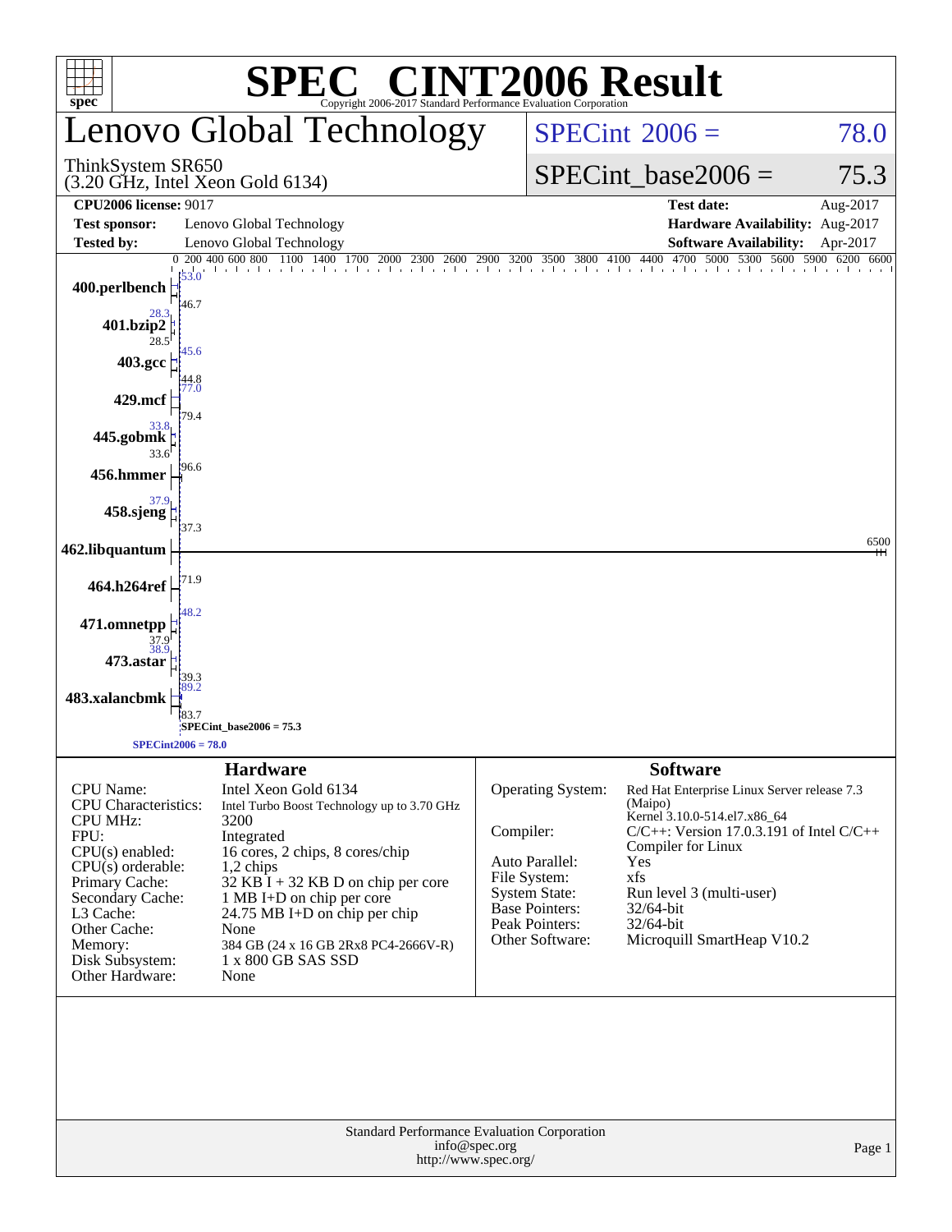# SPEC® CINT2006 Result

Copyright 2006-2017 Standard Performance Evaluation Corporation

## Lenovo Global Technology

ThinkSystem SR650
(3.20 GHz, Intel Xeon Gold 6134)

SPECint 2006 = 78.0

SPECint_base2006 = 75.3

| | | | |
|---|---|---|---|
| **CPU2006 license:** 9017 | | **Test date:** | Aug-2017 |
| **Test sponsor:** | Lenovo Global Technology | **Hardware Availability:** | Aug-2017 |
| **Tested by:** | Lenovo Global Technology | **Software Availability:** | Apr-2017 |

| Benchmark | Peak | Base |
|---|---|---|
| 400.perlbench | 53.0 | 46.7 |
| 401.bzip2 | 28.3 | 28.5 |
| 403.gcc | 45.6 | 44.8 |
| 429.mcf | 77.0 | 79.4 |
| 445.gobmk | 33.8 | 33.6 |
| 456.hmmer | | 96.6 |
| 458.sjeng | 37.9 | 37.3 |
| 462.libquantum | | 6500 |
| 464.h264ref | | 71.9 |
| 471.omnetpp | 48.2 | 37.9 |
| 473.astar | 38.9 | 39.3 |
| 483.xalancbmk | 89.2 | 83.7 |

SPECint_base2006 = 75.3

SPECint2006 = 78.0

### Hardware

| | |
|---|---|
| CPU Name: | Intel Xeon Gold 6134 |
| CPU Characteristics: | Intel Turbo Boost Technology up to 3.70 GHz |
| CPU MHz: | 3200 |
| FPU: | Integrated |
| CPU(s) enabled: | 16 cores, 2 chips, 8 cores/chip |
| CPU(s) orderable: | 1,2 chips |
| Primary Cache: | 32 KB I + 32 KB D on chip per core |
| Secondary Cache: | 1 MB I+D on chip per core |
| L3 Cache: | 24.75 MB I+D on chip per chip |
| Other Cache: | None |
| Memory: | 384 GB (24 x 16 GB 2Rx8 PC4-2666V-R) |
| Disk Subsystem: | 1 x 800 GB SAS SSD |
| Other Hardware: | None |

### Software

| | |
|---|---|
| Operating System: | Red Hat Enterprise Linux Server release 7.3 (Maipo) Kernel 3.10.0-514.el7.x86_64 |
| Compiler: | C/C++: Version 17.0.3.191 of Intel C/C++ Compiler for Linux |
| Auto Parallel: | Yes |
| File System: | xfs |
| System State: | Run level 3 (multi-user) |
| Base Pointers: | 32/64-bit |
| Peak Pointers: | 32/64-bit |
| Other Software: | Microquill SmartHeap V10.2 |

Standard Performance Evaluation Corporation
info@spec.org
http://www.spec.org/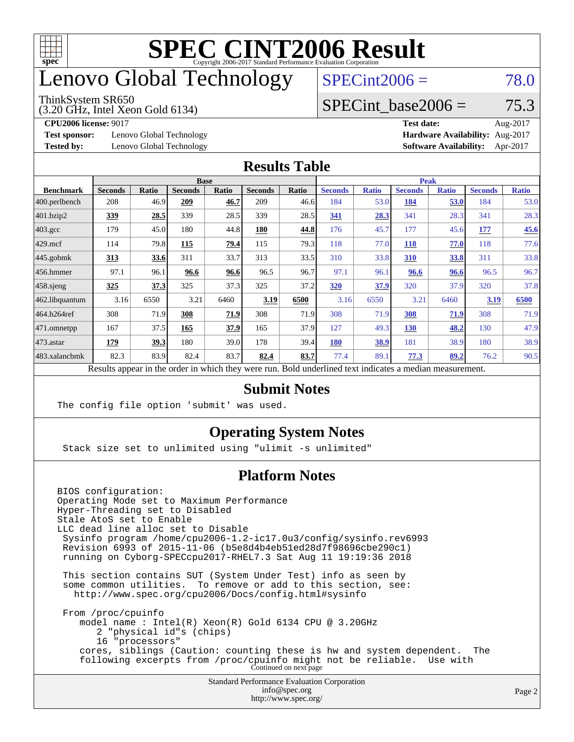# SPEC CINT2006 Result

Copyright 2006-2017 Standard Performance Evaluation Corporation

# Lenovo Global Technology

ThinkSystem SR650
(3.20 GHz, Intel Xeon Gold 6134)

SPECint2006 = 78.0

SPECint_base2006 = 75.3

**CPU2006 license:** 9017
**Test sponsor:** Lenovo Global Technology
**Tested by:** Lenovo Global Technology

**Test date:** Aug-2017
**Hardware Availability:** Aug-2017
**Software Availability:** Apr-2017

## Results Table

| Benchmark | Base | | | | | | Peak | | | | | |
|---|---|---|---|---|---|---|---|---|---|---|---|---|
| | Seconds | Ratio | Seconds | Ratio | Seconds | Ratio | Seconds | Ratio | Seconds | Ratio | Seconds | Ratio |
| 400.perlbench | 208 | 46.9 | **209** | **46.7** | 209 | 46.6 | 184 | 53.0 | **184** | **53.0** | 184 | 53.0 |
| 401.bzip2 | **339** | **28.5** | 339 | 28.5 | 339 | 28.5 | **341** | **28.3** | 341 | 28.3 | 341 | 28.3 |
| 403.gcc | 179 | 45.0 | 180 | 44.8 | **180** | **44.8** | 176 | 45.7 | 177 | 45.6 | **177** | **45.6** |
| 429.mcf | 114 | 79.8 | **115** | **79.4** | 115 | 79.3 | 118 | 77.0 | **118** | **77.0** | 118 | 77.6 |
| 445.gobmk | **313** | **33.6** | 311 | 33.7 | 313 | 33.5 | 310 | 33.8 | **310** | **33.8** | 311 | 33.8 |
| 456.hmmer | 97.1 | 96.1 | **96.6** | **96.6** | 96.5 | 96.7 | 97.1 | 96.1 | **96.6** | **96.6** | 96.5 | 96.7 |
| 458.sjeng | **325** | **37.3** | 325 | 37.3 | 325 | 37.2 | **320** | **37.9** | 320 | 37.9 | 320 | 37.8 |
| 462.libquantum | 3.16 | 6550 | 3.21 | 6460 | **3.19** | **6500** | 3.16 | 6550 | 3.21 | 6460 | **3.19** | **6500** |
| 464.h264ref | 308 | 71.9 | **308** | **71.9** | 308 | 71.9 | 308 | 71.9 | **308** | **71.9** | 308 | 71.9 |
| 471.omnetpp | 167 | 37.5 | **165** | **37.9** | 165 | 37.9 | 127 | 49.3 | **130** | **48.2** | 130 | 47.9 |
| 473.astar | **179** | **39.3** | 180 | 39.0 | 178 | 39.4 | **180** | **38.9** | 181 | 38.9 | 180 | 38.9 |
| 483.xalancbmk | 82.3 | 83.9 | 82.4 | 83.7 | **82.4** | **83.7** | 77.4 | 89.1 | **77.3** | **89.2** | 76.2 | 90.5 |

Results appear in the order in which they were run. Bold underlined text indicates a median measurement.

## Submit Notes

```
The config file option 'submit' was used.
```

## Operating System Notes

```
Stack size set to unlimited using "ulimit -s unlimited"
```

## Platform Notes

```
BIOS configuration:
Operating Mode set to Maximum Performance
Hyper-Threading set to Disabled
Stale AtoS set to Enable
LLC dead line alloc set to Disable
 Sysinfo program /home/cpu2006-1.2-ic17.0u3/config/sysinfo.rev6993
 Revision 6993 of 2015-11-06 (b5e8d4b4eb51ed28d7f98696cbe290c1)
 running on Cyborg-SPECcpu2017-RHEL7.3 Sat Aug 11 19:19:36 2018

 This section contains SUT (System Under Test) info as seen by
 some common utilities.  To remove or add to this section, see:
   http://www.spec.org/cpu2006/Docs/config.html#sysinfo

 From /proc/cpuinfo
    model name : Intel(R) Xeon(R) Gold 6134 CPU @ 3.20GHz
       2 "physical id"s (chips)
       16 "processors"
    cores, siblings (Caution: counting these is hw and system dependent.  The
    following excerpts from /proc/cpuinfo might not be reliable.  Use with
```

Continued on next page

Standard Performance Evaluation Corporation
info@spec.org
http://www.spec.org/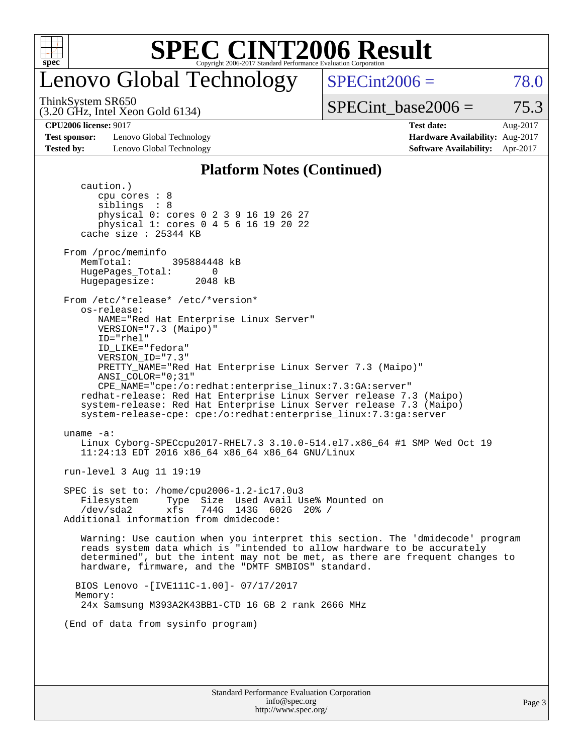# Lenovo Global Technology

ThinkSystem SR650
(3.20 GHz, Intel Xeon Gold 6134)

SPECint2006 = 78.0

SPECint_base2006 = 75.3

**CPU2006 license:** 9017
**Test sponsor:** Lenovo Global Technology
**Tested by:** Lenovo Global Technology

**Test date:** Aug-2017
**Hardware Availability:** Aug-2017
**Software Availability:** Apr-2017

## Platform Notes (Continued)

```
      caution.)
         cpu cores : 8
         siblings  : 8
         physical 0: cores 0 2 3 9 16 19 26 27
         physical 1: cores 0 4 5 6 16 19 20 22
      cache size : 25344 KB

   From /proc/meminfo
      MemTotal:       395884448 kB
      HugePages_Total:       0
      Hugepagesize:       2048 kB

   From /etc/*release* /etc/*version*
      os-release:
         NAME="Red Hat Enterprise Linux Server"
         VERSION="7.3 (Maipo)"
         ID="rhel"
         ID_LIKE="fedora"
         VERSION_ID="7.3"
         PRETTY_NAME="Red Hat Enterprise Linux Server 7.3 (Maipo)"
         ANSI_COLOR="0;31"
         CPE_NAME="cpe:/o:redhat:enterprise_linux:7.3:GA:server"
      redhat-release: Red Hat Enterprise Linux Server release 7.3 (Maipo)
      system-release: Red Hat Enterprise Linux Server release 7.3 (Maipo)
      system-release-cpe: cpe:/o:redhat:enterprise_linux:7.3:ga:server

   uname -a:
      Linux Cyborg-SPECcpu2017-RHEL7.3 3.10.0-514.el7.x86_64 #1 SMP Wed Oct 19
      11:24:13 EDT 2016 x86_64 x86_64 x86_64 GNU/Linux

   run-level 3 Aug 11 19:19

   SPEC is set to: /home/cpu2006-1.2-ic17.0u3
      Filesystem     Type  Size  Used Avail Use% Mounted on
      /dev/sda2      xfs   744G  143G  602G  20% /
   Additional information from dmidecode:

      Warning: Use caution when you interpret this section. The 'dmidecode' program
      reads system data which is "intended to allow hardware to be accurately
      determined", but the intent may not be met, as there are frequent changes to
      hardware, firmware, and the "DMTF SMBIOS" standard.

     BIOS Lenovo -[IVE111C-1.00]- 07/17/2017
     Memory:
      24x Samsung M393A2K43BB1-CTD 16 GB 2 rank 2666 MHz

   (End of data from sysinfo program)
```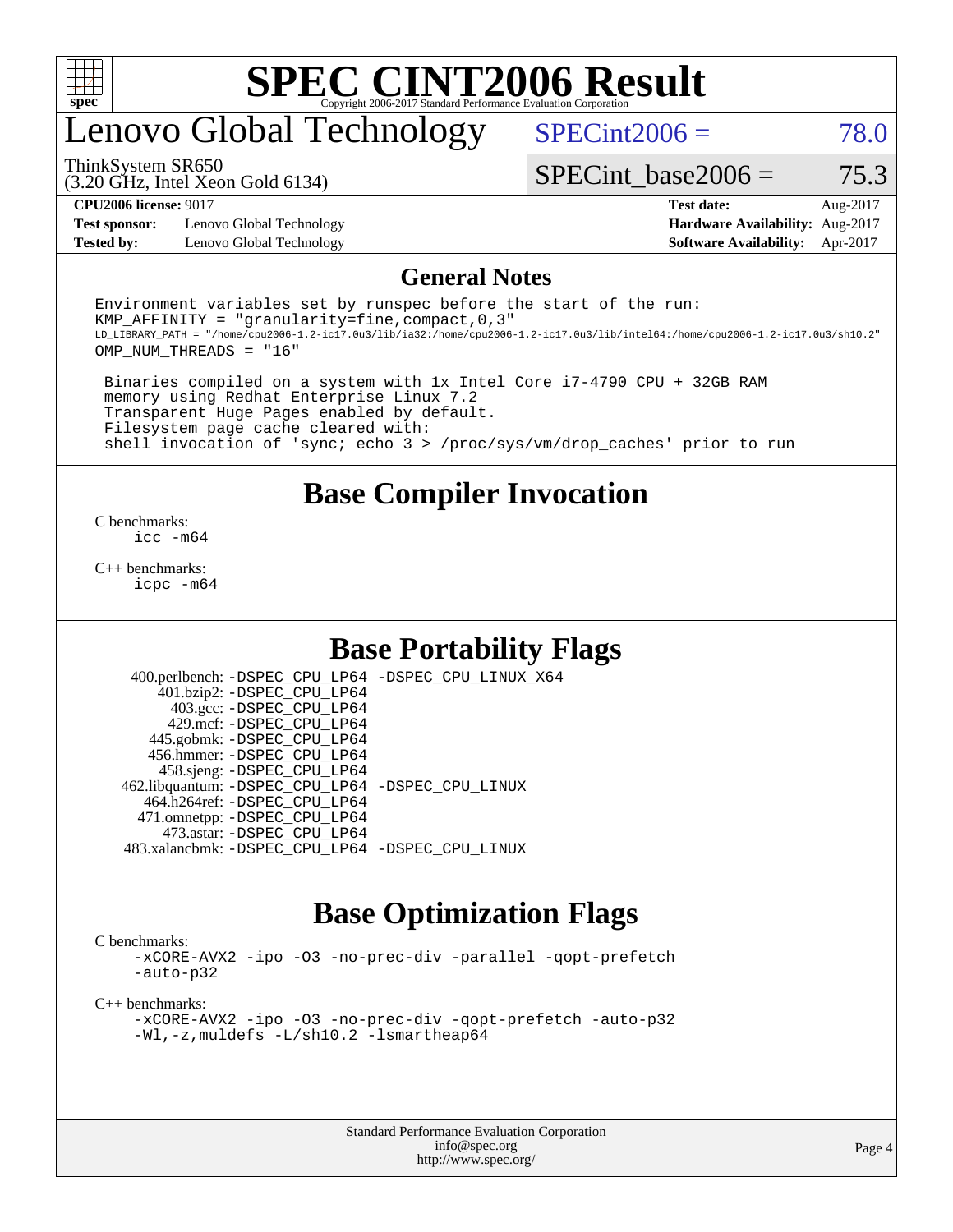# SPEC CINT2006 Result

Copyright 2006-2017 Standard Performance Evaluation Corporation

## Lenovo Global Technology

ThinkSystem SR650
(3.20 GHz, Intel Xeon Gold 6134)

SPECint2006 = 78.0

SPECint_base2006 = 75.3

| | | | |
|---|---|---|---|
| **CPU2006 license:** 9017 | | **Test date:** | Aug-2017 |
| **Test sponsor:** | Lenovo Global Technology | **Hardware Availability:** | Aug-2017 |
| **Tested by:** | Lenovo Global Technology | **Software Availability:** | Apr-2017 |

## General Notes

```
Environment variables set by runspec before the start of the run:
KMP_AFFINITY = "granularity=fine,compact,0,3"
LD_LIBRARY_PATH = "/home/cpu2006-1.2-ic17.0u3/lib/ia32:/home/cpu2006-1.2-ic17.0u3/lib/intel64:/home/cpu2006-1.2-ic17.0u3/sh10.2"
OMP_NUM_THREADS = "16"

 Binaries compiled on a system with 1x Intel Core i7-4790 CPU + 32GB RAM
 memory using Redhat Enterprise Linux 7.2
 Transparent Huge Pages enabled by default.
 Filesystem page cache cleared with:
 shell invocation of 'sync; echo 3 > /proc/sys/vm/drop_caches' prior to run
```

## Base Compiler Invocation

C benchmarks:
 icc -m64

C++ benchmarks:
 icpc -m64

## Base Portability Flags

400.perlbench: -DSPEC_CPU_LP64 -DSPEC_CPU_LINUX_X64
401.bzip2: -DSPEC_CPU_LP64
403.gcc: -DSPEC_CPU_LP64
429.mcf: -DSPEC_CPU_LP64
445.gobmk: -DSPEC_CPU_LP64
456.hmmer: -DSPEC_CPU_LP64
458.sjeng: -DSPEC_CPU_LP64
462.libquantum: -DSPEC_CPU_LP64 -DSPEC_CPU_LINUX
464.h264ref: -DSPEC_CPU_LP64
471.omnetpp: -DSPEC_CPU_LP64
473.astar: -DSPEC_CPU_LP64
483.xalancbmk: -DSPEC_CPU_LP64 -DSPEC_CPU_LINUX

## Base Optimization Flags

C benchmarks:
 -xCORE-AVX2 -ipo -O3 -no-prec-div -parallel -qopt-prefetch
 -auto-p32

C++ benchmarks:
 -xCORE-AVX2 -ipo -O3 -no-prec-div -qopt-prefetch -auto-p32
 -Wl,-z,muldefs -L/sh10.2 -lsmartheap64

Standard Performance Evaluation Corporation
info@spec.org
http://www.spec.org/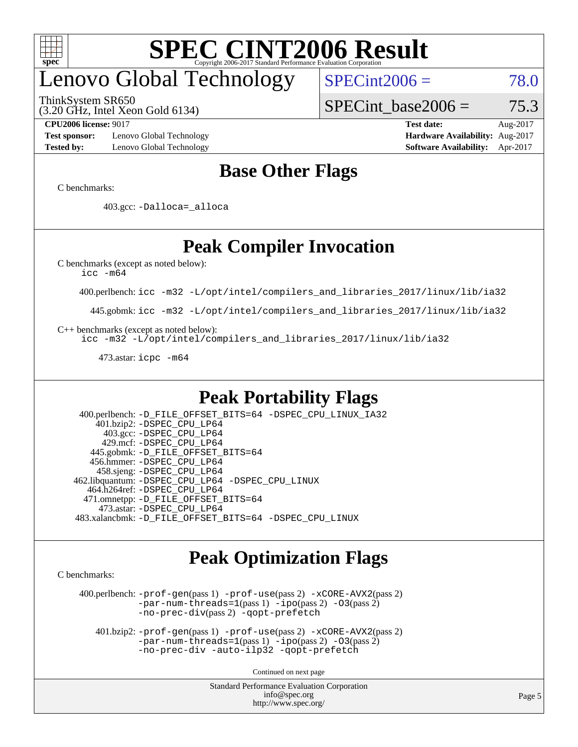# SPEC CINT2006 Result

Copyright 2006-2017 Standard Performance Evaluation Corporation

## Lenovo Global Technology

ThinkSystem SR650
(3.20 GHz, Intel Xeon Gold 6134)

SPECint2006 = 78.0

SPECint_base2006 = 75.3

| | | | |
|---|---|---|---|
| **CPU2006 license:** 9017 | | **Test date:** | Aug-2017 |
| **Test sponsor:** | Lenovo Global Technology | **Hardware Availability:** | Aug-2017 |
| **Tested by:** | Lenovo Global Technology | **Software Availability:** | Apr-2017 |

## Base Other Flags

C benchmarks:

403.gcc: `-Dalloca=_alloca`

## Peak Compiler Invocation

C benchmarks (except as noted below):
`icc -m64`

400.perlbench: `icc -m32 -L/opt/intel/compilers_and_libraries_2017/linux/lib/ia32`

445.gobmk: `icc -m32 -L/opt/intel/compilers_and_libraries_2017/linux/lib/ia32`

C++ benchmarks (except as noted below):
`icc -m32 -L/opt/intel/compilers_and_libraries_2017/linux/lib/ia32`

473.astar: `icpc -m64`

## Peak Portability Flags

400.perlbench: `-D_FILE_OFFSET_BITS=64 -DSPEC_CPU_LINUX_IA32`
401.bzip2: `-DSPEC_CPU_LP64`
403.gcc: `-DSPEC_CPU_LP64`
429.mcf: `-DSPEC_CPU_LP64`
445.gobmk: `-D_FILE_OFFSET_BITS=64`
456.hmmer: `-DSPEC_CPU_LP64`
458.sjeng: `-DSPEC_CPU_LP64`
462.libquantum: `-DSPEC_CPU_LP64 -DSPEC_CPU_LINUX`
464.h264ref: `-DSPEC_CPU_LP64`
471.omnetpp: `-D_FILE_OFFSET_BITS=64`
473.astar: `-DSPEC_CPU_LP64`
483.xalancbmk: `-D_FILE_OFFSET_BITS=64 -DSPEC_CPU_LINUX`

## Peak Optimization Flags

C benchmarks:

400.perlbench: `-prof-gen`(pass 1) `-prof-use`(pass 2) `-xCORE-AVX2`(pass 2) `-par-num-threads=1`(pass 1) `-ipo`(pass 2) `-O3`(pass 2) `-no-prec-div`(pass 2) `-qopt-prefetch`

401.bzip2: `-prof-gen`(pass 1) `-prof-use`(pass 2) `-xCORE-AVX2`(pass 2) `-par-num-threads=1`(pass 1) `-ipo`(pass 2) `-O3`(pass 2) `-no-prec-div -auto-ilp32 -qopt-prefetch`

Continued on next page

Standard Performance Evaluation Corporation
info@spec.org
http://www.spec.org/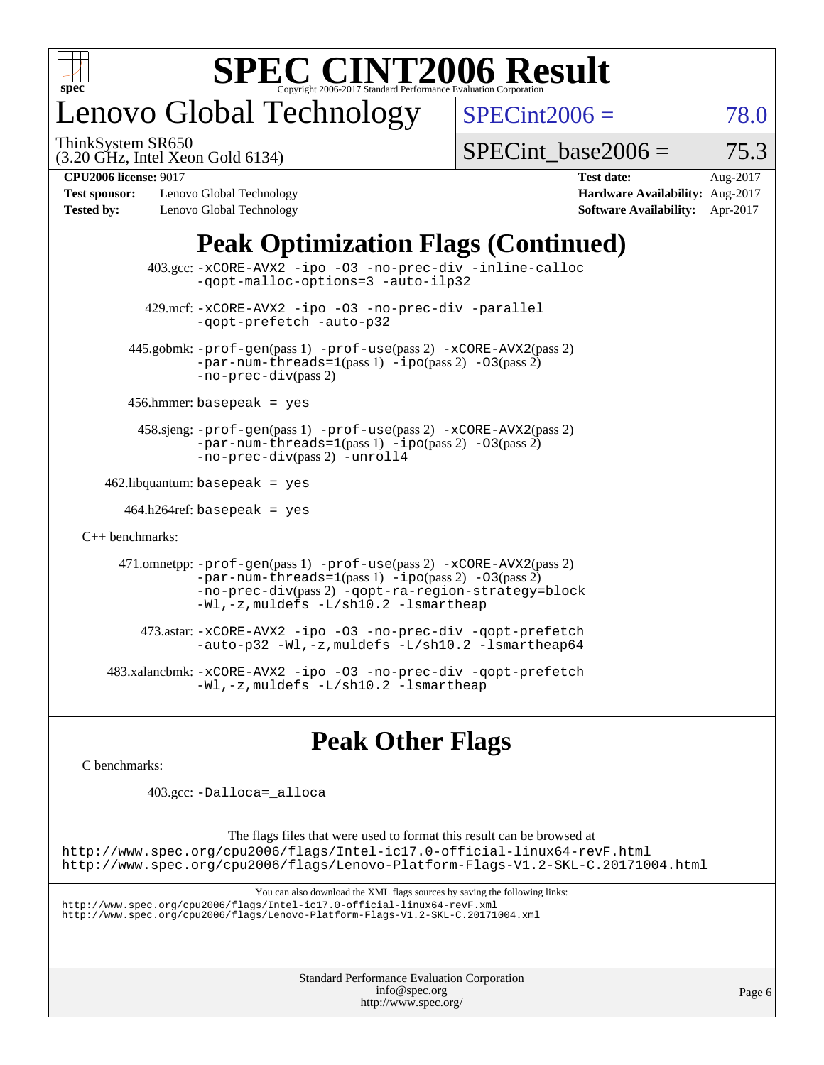# Lenovo Global Technology

ThinkSystem SR650
(3.20 GHz, Intel Xeon Gold 6134)

SPECint2006 = 78.0

SPECint_base2006 = 75.3

**CPU2006 license:** 9017
**Test sponsor:** Lenovo Global Technology
**Tested by:** Lenovo Global Technology

**Test date:** Aug-2017
**Hardware Availability:** Aug-2017
**Software Availability:** Apr-2017

## Peak Optimization Flags (Continued)

403.gcc: -xCORE-AVX2 -ipo -O3 -no-prec-div -inline-calloc -qopt-malloc-options=3 -auto-ilp32

429.mcf: -xCORE-AVX2 -ipo -O3 -no-prec-div -parallel -qopt-prefetch -auto-p32

445.gobmk: -prof-gen(pass 1) -prof-use(pass 2) -xCORE-AVX2(pass 2) -par-num-threads=1(pass 1) -ipo(pass 2) -O3(pass 2) -no-prec-div(pass 2)

456.hmmer: basepeak = yes

458.sjeng: -prof-gen(pass 1) -prof-use(pass 2) -xCORE-AVX2(pass 2) -par-num-threads=1(pass 1) -ipo(pass 2) -O3(pass 2) -no-prec-div(pass 2) -unroll4

462.libquantum: basepeak = yes

464.h264ref: basepeak = yes

C++ benchmarks:

471.omnetpp: -prof-gen(pass 1) -prof-use(pass 2) -xCORE-AVX2(pass 2) -par-num-threads=1(pass 1) -ipo(pass 2) -O3(pass 2) -no-prec-div(pass 2) -qopt-ra-region-strategy=block -Wl,-z,muldefs -L/sh10.2 -lsmartheap

473.astar: -xCORE-AVX2 -ipo -O3 -no-prec-div -qopt-prefetch -auto-p32 -Wl,-z,muldefs -L/sh10.2 -lsmartheap64

483.xalancbmk: -xCORE-AVX2 -ipo -O3 -no-prec-div -qopt-prefetch -Wl,-z,muldefs -L/sh10.2 -lsmartheap

## Peak Other Flags

C benchmarks:

403.gcc: -Dalloca=_alloca

The flags files that were used to format this result can be browsed at
http://www.spec.org/cpu2006/flags/Intel-ic17.0-official-linux64-revF.html
http://www.spec.org/cpu2006/flags/Lenovo-Platform-Flags-V1.2-SKL-C.20171004.html

You can also download the XML flags sources by saving the following links:
http://www.spec.org/cpu2006/flags/Intel-ic17.0-official-linux64-revF.xml
http://www.spec.org/cpu2006/flags/Lenovo-Platform-Flags-V1.2-SKL-C.20171004.xml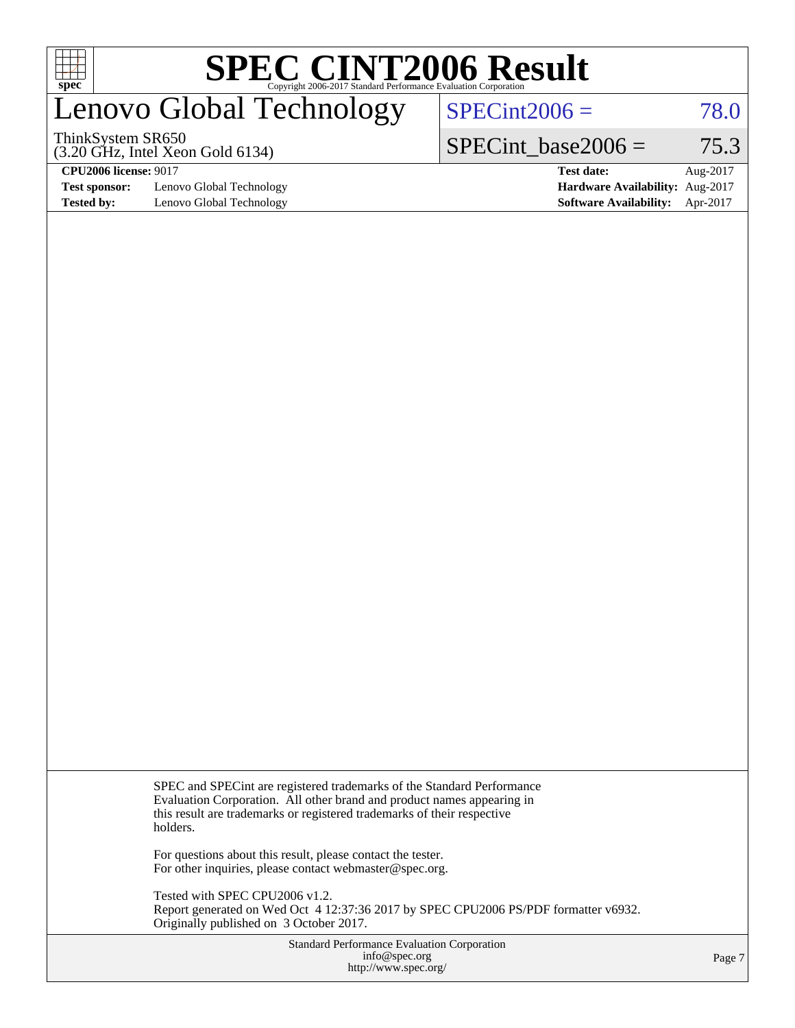SPEC and SPECint are registered trademarks of the Standard Performance Evaluation Corporation. All other brand and product names appearing in this result are trademarks or registered trademarks of their respective holders.

For questions about this result, please contact the tester.
For other inquiries, please contact webmaster@spec.org.

Tested with SPEC CPU2006 v1.2.
Report generated on Wed Oct 4 12:37:36 2017 by SPEC CPU2006 PS/PDF formatter v6932.
Originally published on 3 October 2017.